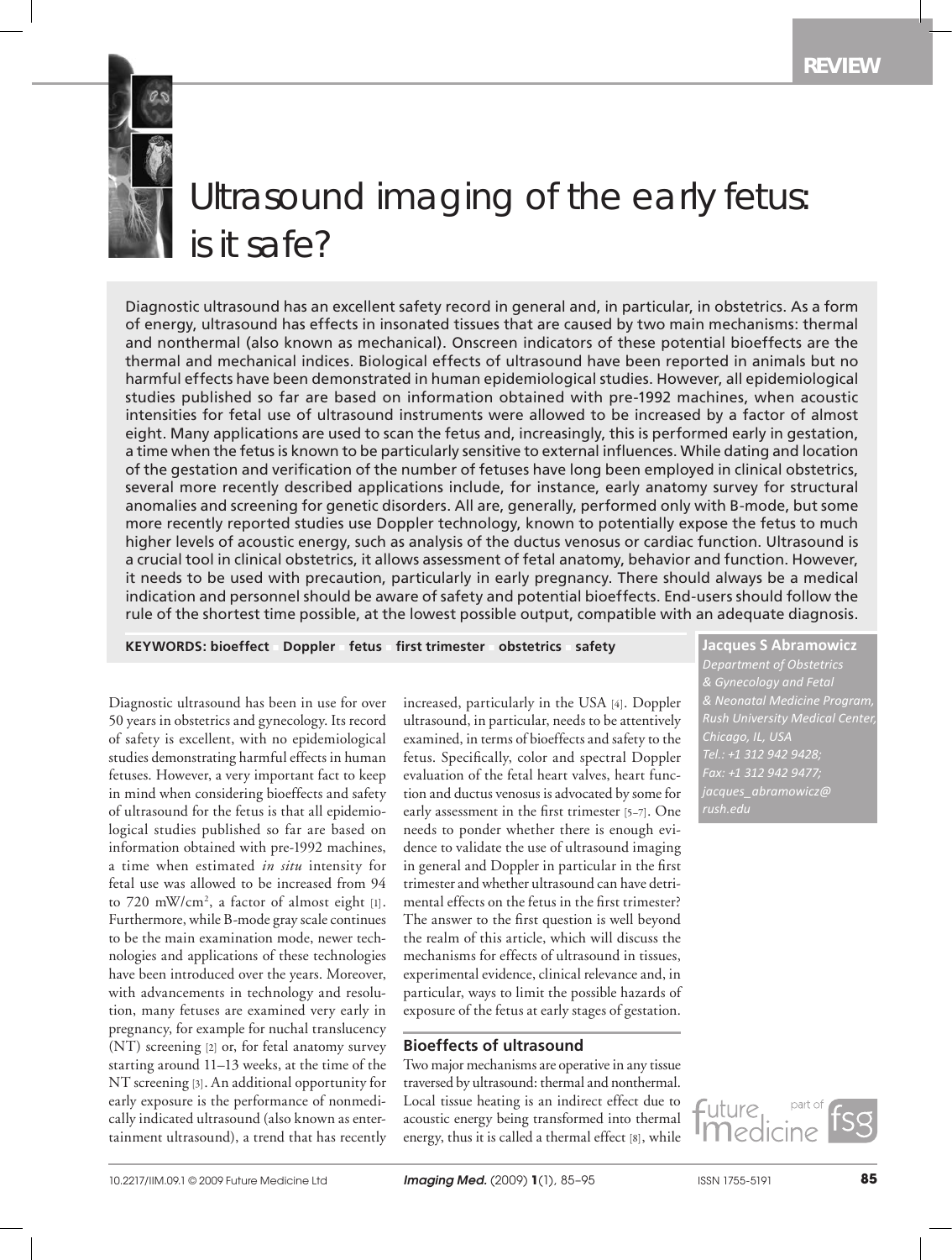REVIEW

# Ultrasound imaging of the early fetus: is it safe?

Diagnostic ultrasound has an excellent safety record in general and, in particular, in obstetrics. As a form of energy, ultrasound has effects in insonated tissues that are caused by two main mechanisms: thermal and nonthermal (also known as mechanical). Onscreen indicators of these potential bioeffects are the thermal and mechanical indices. Biological effects of ultrasound have been reported in animals but no harmful effects have been demonstrated in human epidemiological studies. However, all epidemiological studies published so far are based on information obtained with pre-1992 machines, when acoustic intensities for fetal use of ultrasound instruments were allowed to be increased by a factor of almost eight. Many applications are used to scan the fetus and, increasingly, this is performed early in gestation, a time when the fetus is known to be particularly sensitive to external influences. While dating and location of the gestation and verification of the number of fetuses have long been employed in clinical obstetrics, several more recently described applications include, for instance, early anatomy survey for structural anomalies and screening for genetic disorders. All are, generally, performed only with B-mode, but some more recently reported studies use Doppler technology, known to potentially expose the fetus to much higher levels of acoustic energy, such as analysis of the ductus venosus or cardiac function. Ultrasound is a crucial tool in clinical obstetrics, it allows assessment of fetal anatomy, behavior and function. However, it needs to be used with precaution, particularly in early pregnancy. There should always be a medical indication and personnel should be aware of safety and potential bioeffects. End-users should follow the rule of the shortest time possible, at the lowest possible output, compatible with an adequate diagnosis.

**KEYWORDS: bioeffect ▪ Doppler ▪ fetus ▪ first trimester ▪ obstetrics ▪ safety**

**Jacques S Abramowicz**
*Department of Obstetrics & Gynecology and Fetal & Neonatal Medicine Program, Rush University Medical Center, Chicago, IL, USA*
*Tel.: +1 312 942 9428;*
*Fax: +1 312 942 9477;*
*jacques_abramowicz@rush.edu*

Diagnostic ultrasound has been in use for over 50 years in obstetrics and gynecology. Its record of safety is excellent, with no epidemiological studies demonstrating harmful effects in human fetuses. However, a very important fact to keep in mind when considering bioeffects and safety of ultrasound for the fetus is that all epidemiological studies published so far are based on information obtained with pre-1992 machines, a time when estimated *in situ* intensity for fetal use was allowed to be increased from 94 to 720 mW/cm$^2$, a factor of almost eight [1]. Furthermore, while B-mode gray scale continues to be the main examination mode, newer technologies and applications of these technologies have been introduced over the years. Moreover, with advancements in technology and resolution, many fetuses are examined very early in pregnancy, for example for nuchal translucency (NT) screening [2] or, for fetal anatomy survey starting around 11–13 weeks, at the time of the NT screening [3]. An additional opportunity for early exposure is the performance of nonmedically indicated ultrasound (also known as entertainment ultrasound), a trend that has recently increased, particularly in the USA [4]. Doppler ultrasound, in particular, needs to be attentively examined, in terms of bioeffects and safety to the fetus. Specifically, color and spectral Doppler evaluation of the fetal heart valves, heart function and ductus venosus is advocated by some for early assessment in the first trimester [5–7]. One needs to ponder whether there is enough evidence to validate the use of ultrasound imaging in general and Doppler in particular in the first trimester and whether ultrasound can have detrimental effects on the fetus in the first trimester? The answer to the first question is well beyond the realm of this article, which will discuss the mechanisms for effects of ultrasound in tissues, experimental evidence, clinical relevance and, in particular, ways to limit the possible hazards of exposure of the fetus at early stages of gestation.

## Bioeffects of ultrasound

Two major mechanisms are operative in any tissue traversed by ultrasound: thermal and nonthermal. Local tissue heating is an indirect effect due to acoustic energy being transformed into thermal energy, thus it is called a thermal effect [8], while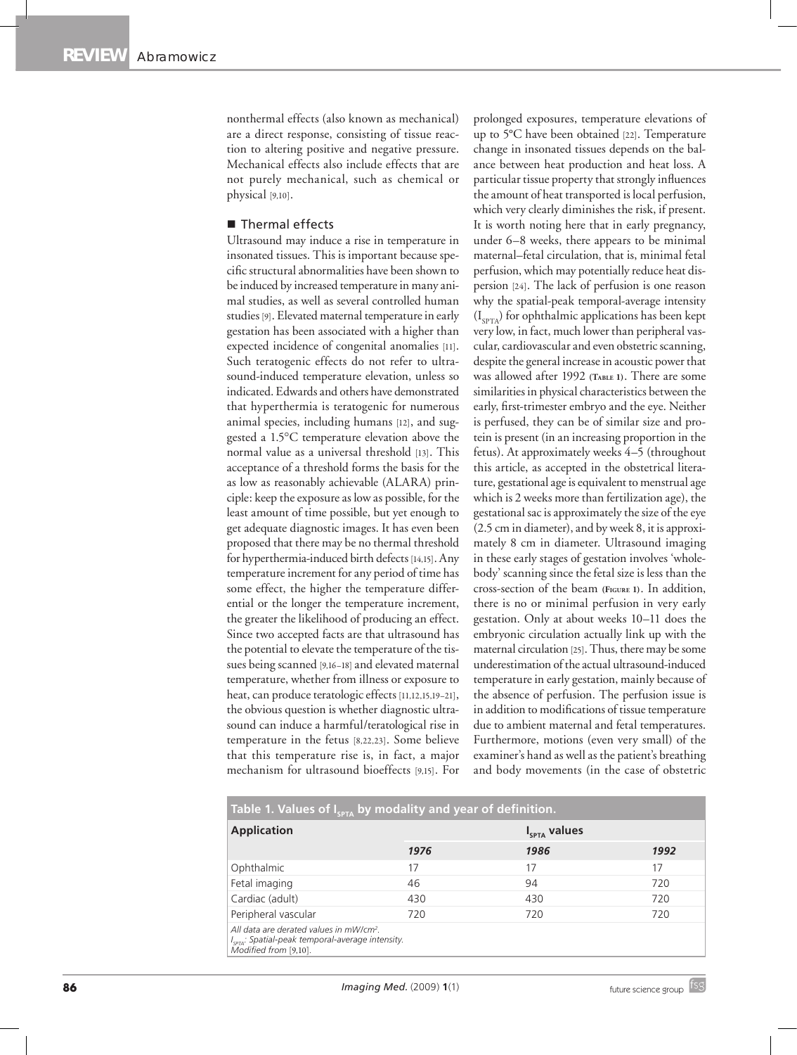nonthermal effects (also known as mechanical) are a direct response, consisting of tissue reaction to altering positive and negative pressure. Mechanical effects also include effects that are not purely mechanical, such as chemical or physical [9,10].

## Thermal effects

Ultrasound may induce a rise in temperature in insonated tissues. This is important because specific structural abnormalities have been shown to be induced by increased temperature in many animal studies, as well as several controlled human studies [9]. Elevated maternal temperature in early gestation has been associated with a higher than expected incidence of congenital anomalies [11]. Such teratogenic effects do not refer to ultrasound-induced temperature elevation, unless so indicated. Edwards and others have demonstrated that hyperthermia is teratogenic for numerous animal species, including humans [12], and suggested a 1.5°C temperature elevation above the normal value as a universal threshold [13]. This acceptance of a threshold forms the basis for the as low as reasonably achievable (ALARA) principle: keep the exposure as low as possible, for the least amount of time possible, but yet enough to get adequate diagnostic images. It has even been proposed that there may be no thermal threshold for hyperthermia-induced birth defects [14,15]. Any temperature increment for any period of time has some effect, the higher the temperature differential or the longer the temperature increment, the greater the likelihood of producing an effect. Since two accepted facts are that ultrasound has the potential to elevate the temperature of the tissues being scanned [9,16–18] and elevated maternal temperature, whether from illness or exposure to heat, can produce teratologic effects [11,12,15,19–21], the obvious question is whether diagnostic ultrasound can induce a harmful/teratological rise in temperature in the fetus [8,22,23]. Some believe that this temperature rise is, in fact, a major mechanism for ultrasound bioeffects [9,15]. For prolonged exposures, temperature elevations of up to 5°C have been obtained [22]. Temperature change in insonated tissues depends on the balance between heat production and heat loss. A particular tissue property that strongly influences the amount of heat transported is local perfusion, which very clearly diminishes the risk, if present. It is worth noting here that in early pregnancy, under 6–8 weeks, there appears to be minimal maternal–fetal circulation, that is, minimal fetal perfusion, which may potentially reduce heat dispersion [24]. The lack of perfusion is one reason why the spatial-peak temporal-average intensity ($I_{SPTA}$) for ophthalmic applications has been kept very low, in fact, much lower than peripheral vascular, cardiovascular and even obstetric scanning, despite the general increase in acoustic power that was allowed after 1992 (Table 1). There are some similarities in physical characteristics between the early, first-trimester embryo and the eye. Neither is perfused, they can be of similar size and protein is present (in an increasing proportion in the fetus). At approximately weeks 4–5 (throughout this article, as accepted in the obstetrical literature, gestational age is equivalent to menstrual age which is 2 weeks more than fertilization age), the gestational sac is approximately the size of the eye (2.5 cm in diameter), and by week 8, it is approximately 8 cm in diameter. Ultrasound imaging in these early stages of gestation involves 'whole-body' scanning since the fetal size is less than the cross-section of the beam (Figure 1). In addition, there is no or minimal perfusion in very early gestation. Only at about weeks 10–11 does the embryonic circulation actually link up with the maternal circulation [25]. Thus, there may be some underestimation of the actual ultrasound-induced temperature in early gestation, mainly because of the absence of perfusion. The perfusion issue is in addition to modifications of tissue temperature due to ambient maternal and fetal temperatures. Furthermore, motions (even very small) of the examiner's hand as well as the patient's breathing and body movements (in the case of obstetric

**Table 1. Values of $I_{SPTA}$ by modality and year of definition.**

| Application | $I_{SPTA}$ values | | |
|---|---|---|---|
| | *1976* | *1986* | *1992* |
| Ophthalmic | 17 | 17 | 17 |
| Fetal imaging | 46 | 94 | 720 |
| Cardiac (adult) | 430 | 430 | 720 |
| Peripheral vascular | 720 | 720 | 720 |

*All data are derated values in mW/cm².*
*$I_{SPTA}$: Spatial-peak temporal-average intensity.*
*Modified from [9,10].*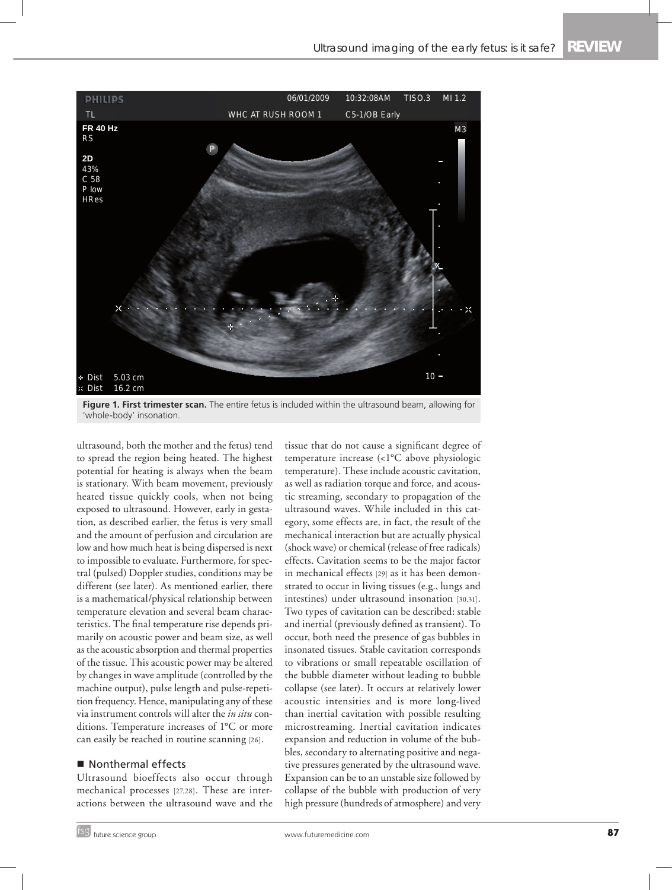**Figure 1. First trimester scan.** The entire fetus is included within the ultrasound beam, allowing for 'whole-body' insonation.

ultrasound, both the mother and the fetus) tend to spread the region being heated. The highest potential for heating is always when the beam is stationary. With beam movement, previously heated tissue quickly cools, when not being exposed to ultrasound. However, early in gestation, as described earlier, the fetus is very small and the amount of perfusion and circulation are low and how much heat is being dispersed is next to impossible to evaluate. Furthermore, for spectral (pulsed) Doppler studies, conditions may be different (see later). As mentioned earlier, there is a mathematical/physical relationship between temperature elevation and several beam characteristics. The final temperature rise depends primarily on acoustic power and beam size, as well as the acoustic absorption and thermal properties of the tissue. This acoustic power may be altered by changes in wave amplitude (controlled by the machine output), pulse length and pulse-repetition frequency. Hence, manipulating any of these via instrument controls will alter the *in situ* conditions. Temperature increases of 1°C or more can easily be reached in routine scanning [26].

## Nonthermal effects

Ultrasound bioeffects also occur through mechanical processes [27,28]. These are interactions between the ultrasound wave and the tissue that do not cause a significant degree of temperature increase (<1°C above physiologic temperature). These include acoustic cavitation, as well as radiation torque and force, and acoustic streaming, secondary to propagation of the ultrasound waves. While included in this category, some effects are, in fact, the result of the mechanical interaction but are actually physical (shock wave) or chemical (release of free radicals) effects. Cavitation seems to be the major factor in mechanical effects [29] as it has been demonstrated to occur in living tissues (e.g., lungs and intestines) under ultrasound insonation [30,31]. Two types of cavitation can be described: stable and inertial (previously defined as transient). To occur, both need the presence of gas bubbles in insonated tissues. Stable cavitation corresponds to vibrations or small repeatable oscillation of the bubble diameter without leading to bubble collapse (see later). It occurs at relatively lower acoustic intensities and is more long-lived than inertial cavitation with possible resulting microstreaming. Inertial cavitation indicates expansion and reduction in volume of the bubbles, secondary to alternating positive and negative pressures generated by the ultrasound wave. Expansion can be to an unstable size followed by collapse of the bubble with production of very high pressure (hundreds of atmosphere) and very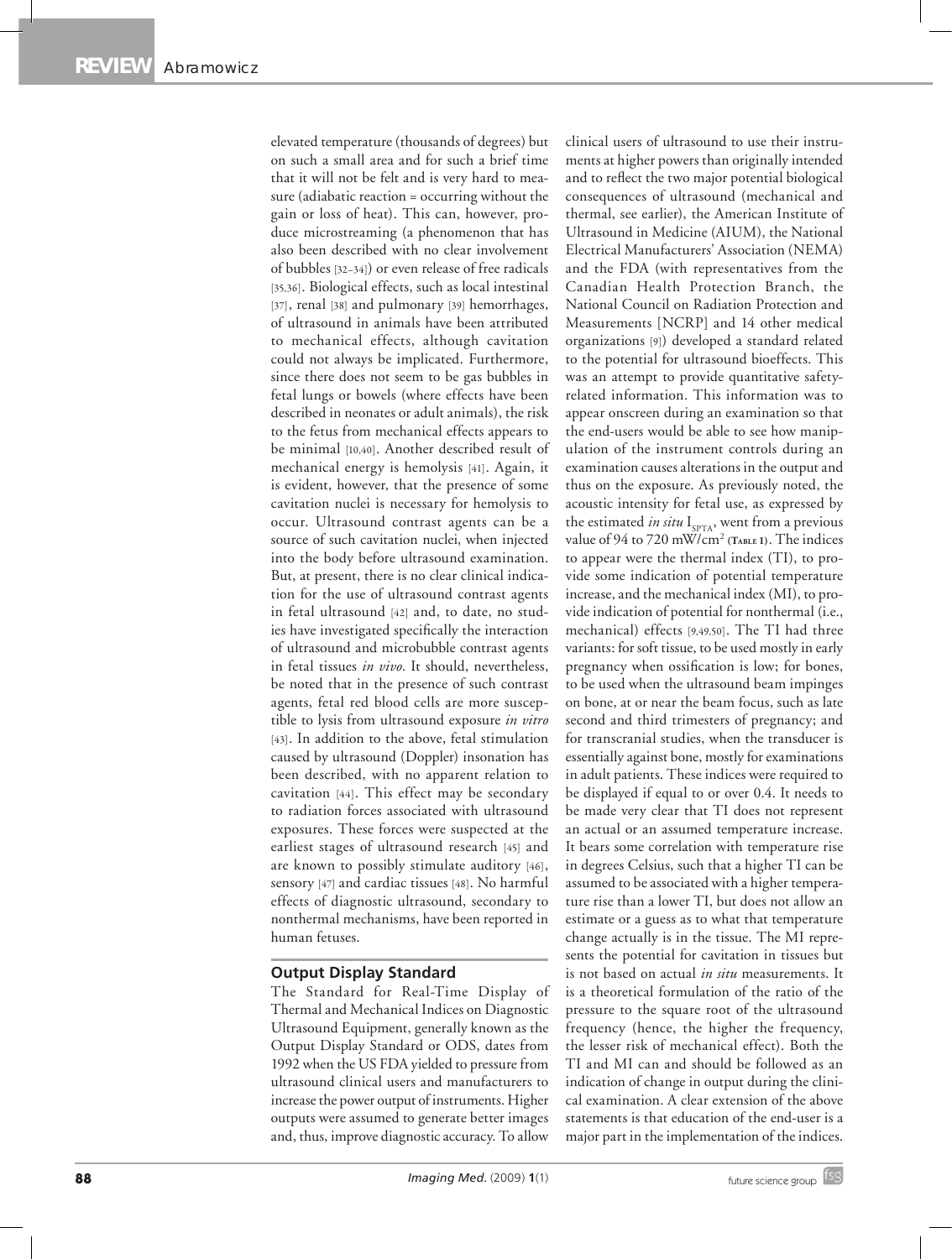elevated temperature (thousands of degrees) but on such a small area and for such a brief time that it will not be felt and is very hard to measure (adiabatic reaction = occurring without the gain or loss of heat). This can, however, produce microstreaming (a phenomenon that has also been described with no clear involvement of bubbles [32–34]) or even release of free radicals [35,36]. Biological effects, such as local intestinal [37], renal [38] and pulmonary [39] hemorrhages, of ultrasound in animals have been attributed to mechanical effects, although cavitation could not always be implicated. Furthermore, since there does not seem to be gas bubbles in fetal lungs or bowels (where effects have been described in neonates or adult animals), the risk to the fetus from mechanical effects appears to be minimal [10,40]. Another described result of mechanical energy is hemolysis [41]. Again, it is evident, however, that the presence of some cavitation nuclei is necessary for hemolysis to occur. Ultrasound contrast agents can be a source of such cavitation nuclei, when injected into the body before ultrasound examination. But, at present, there is no clear clinical indication for the use of ultrasound contrast agents in fetal ultrasound [42] and, to date, no studies have investigated specifically the interaction of ultrasound and microbubble contrast agents in fetal tissues *in vivo*. It should, nevertheless, be noted that in the presence of such contrast agents, fetal red blood cells are more susceptible to lysis from ultrasound exposure *in vitro* [43]. In addition to the above, fetal stimulation caused by ultrasound (Doppler) insonation has been described, with no apparent relation to cavitation [44]. This effect may be secondary to radiation forces associated with ultrasound exposures. These forces were suspected at the earliest stages of ultrasound research [45] and are known to possibly stimulate auditory [46], sensory [47] and cardiac tissues [48]. No harmful effects of diagnostic ultrasound, secondary to nonthermal mechanisms, have been reported in human fetuses.

## Output Display Standard

The Standard for Real-Time Display of Thermal and Mechanical Indices on Diagnostic Ultrasound Equipment, generally known as the Output Display Standard or ODS, dates from 1992 when the US FDA yielded to pressure from ultrasound clinical users and manufacturers to increase the power output of instruments. Higher outputs were assumed to generate better images and, thus, improve diagnostic accuracy. To allow clinical users of ultrasound to use their instruments at higher powers than originally intended and to reflect the two major potential biological consequences of ultrasound (mechanical and thermal, see earlier), the American Institute of Ultrasound in Medicine (AIUM), the National Electrical Manufacturers' Association (NEMA) and the FDA (with representatives from the Canadian Health Protection Branch, the National Council on Radiation Protection and Measurements [NCRP] and 14 other medical organizations [9]) developed a standard related to the potential for ultrasound bioeffects. This was an attempt to provide quantitative safety-related information. This information was to appear onscreen during an examination so that the end-users would be able to see how manipulation of the instrument controls during an examination causes alterations in the output and thus on the exposure. As previously noted, the acoustic intensity for fetal use, as expressed by the estimated *in situ* $I_{SPTA}$, went from a previous value of 94 to 720 $mW/cm^2$ (Table 1). The indices to appear were the thermal index (TI), to provide some indication of potential temperature increase, and the mechanical index (MI), to provide indication of potential for nonthermal (i.e., mechanical) effects [9,49,50]. The TI had three variants: for soft tissue, to be used mostly in early pregnancy when ossification is low; for bones, to be used when the ultrasound beam impinges on bone, at or near the beam focus, such as late second and third trimesters of pregnancy; and for transcranial studies, when the transducer is essentially against bone, mostly for examinations in adult patients. These indices were required to be displayed if equal to or over 0.4. It needs to be made very clear that TI does not represent an actual or an assumed temperature increase. It bears some correlation with temperature rise in degrees Celsius, such that a higher TI can be assumed to be associated with a higher temperature rise than a lower TI, but does not allow an estimate or a guess as to what that temperature change actually is in the tissue. The MI represents the potential for cavitation in tissues but is not based on actual *in situ* measurements. It is a theoretical formulation of the ratio of the pressure to the square root of the ultrasound frequency (hence, the higher the frequency, the lesser risk of mechanical effect). Both the TI and MI can and should be followed as an indication of change in output during the clinical examination. A clear extension of the above statements is that education of the end-user is a major part in the implementation of the indices.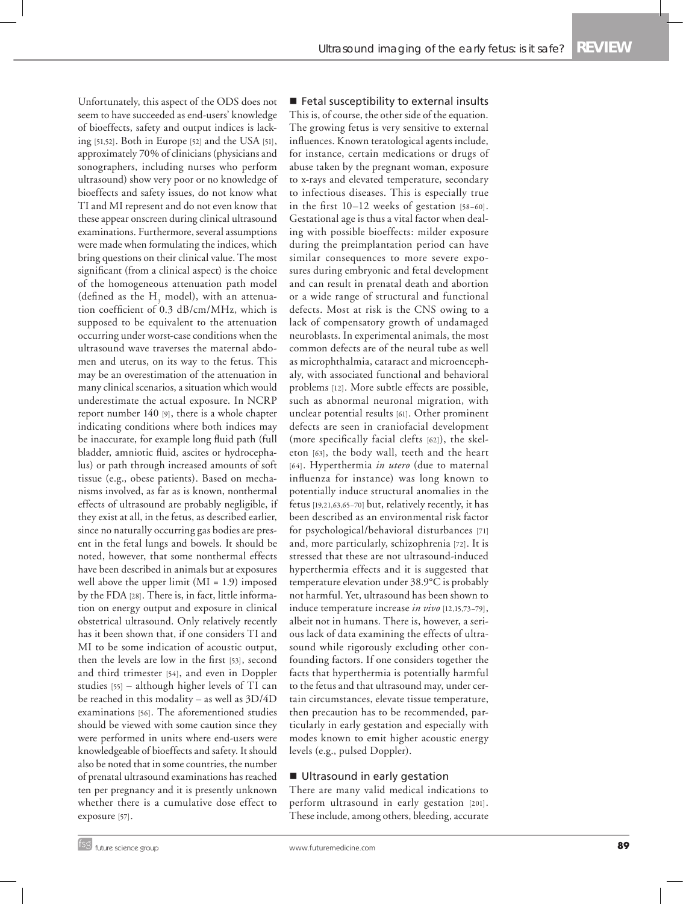Unfortunately, this aspect of the ODS does not seem to have succeeded as end-users' knowledge of bioeffects, safety and output indices is lacking [51,52]. Both in Europe [52] and the USA [51], approximately 70% of clinicians (physicians and sonographers, including nurses who perform ultrasound) show very poor or no knowledge of bioeffects and safety issues, do not know what TI and MI represent and do not even know that these appear onscreen during clinical ultrasound examinations. Furthermore, several assumptions were made when formulating the indices, which bring questions on their clinical value. The most significant (from a clinical aspect) is the choice of the homogeneous attenuation path model (defined as the $H_3$ model), with an attenuation coefficient of 0.3 dB/cm/MHz, which is supposed to be equivalent to the attenuation occurring under worst-case conditions when the ultrasound wave traverses the maternal abdomen and uterus, on its way to the fetus. This may be an overestimation of the attenuation in many clinical scenarios, a situation which would underestimate the actual exposure. In NCRP report number 140 [9], there is a whole chapter indicating conditions where both indices may be inaccurate, for example long fluid path (full bladder, amniotic fluid, ascites or hydrocephalus) or path through increased amounts of soft tissue (e.g., obese patients). Based on mechanisms involved, as far as is known, nonthermal effects of ultrasound are probably negligible, if they exist at all, in the fetus, as described earlier, since no naturally occurring gas bodies are present in the fetal lungs and bowels. It should be noted, however, that some nonthermal effects have been described in animals but at exposures well above the upper limit (MI = 1.9) imposed by the FDA [28]. There is, in fact, little information on energy output and exposure in clinical obstetrical ultrasound. Only relatively recently has it been shown that, if one considers TI and MI to be some indication of acoustic output, then the levels are low in the first [53], second and third trimester [54], and even in Doppler studies [55] – although higher levels of TI can be reached in this modality – as well as 3D/4D examinations [56]. The aforementioned studies should be viewed with some caution since they were performed in units where end-users were knowledgeable of bioeffects and safety. It should also be noted that in some countries, the number of prenatal ultrasound examinations has reached ten per pregnancy and it is presently unknown whether there is a cumulative dose effect to exposure [57].

## Fetal susceptibility to external insults

This is, of course, the other side of the equation. The growing fetus is very sensitive to external influences. Known teratological agents include, for instance, certain medications or drugs of abuse taken by the pregnant woman, exposure to x-rays and elevated temperature, secondary to infectious diseases. This is especially true in the first 10–12 weeks of gestation [58–60]. Gestational age is thus a vital factor when dealing with possible bioeffects: milder exposure during the preimplantation period can have similar consequences to more severe exposures during embryonic and fetal development and can result in prenatal death and abortion or a wide range of structural and functional defects. Most at risk is the CNS owing to a lack of compensatory growth of undamaged neuroblasts. In experimental animals, the most common defects are of the neural tube as well as microphthalmia, cataract and microencephaly, with associated functional and behavioral problems [12]. More subtle effects are possible, such as abnormal neuronal migration, with unclear potential results [61]. Other prominent defects are seen in craniofacial development (more specifically facial clefts [62]), the skeleton [63], the body wall, teeth and the heart [64]. Hyperthermia *in utero* (due to maternal influenza for instance) was long known to potentially induce structural anomalies in the fetus [19,21,63,65–70] but, relatively recently, it has been described as an environmental risk factor for psychological/behavioral disturbances [71] and, more particularly, schizophrenia [72]. It is stressed that these are not ultrasound-induced hyperthermia effects and it is suggested that temperature elevation under 38.9°C is probably not harmful. Yet, ultrasound has been shown to induce temperature increase *in vivo* [12,15,73–79], albeit not in humans. There is, however, a serious lack of data examining the effects of ultrasound while rigorously excluding other confounding factors. If one considers together the facts that hyperthermia is potentially harmful to the fetus and that ultrasound may, under certain circumstances, elevate tissue temperature, then precaution has to be recommended, particularly in early gestation and especially with modes known to emit higher acoustic energy levels (e.g., pulsed Doppler).

## Ultrasound in early gestation

There are many valid medical indications to perform ultrasound in early gestation [201]. These include, among others, bleeding, accurate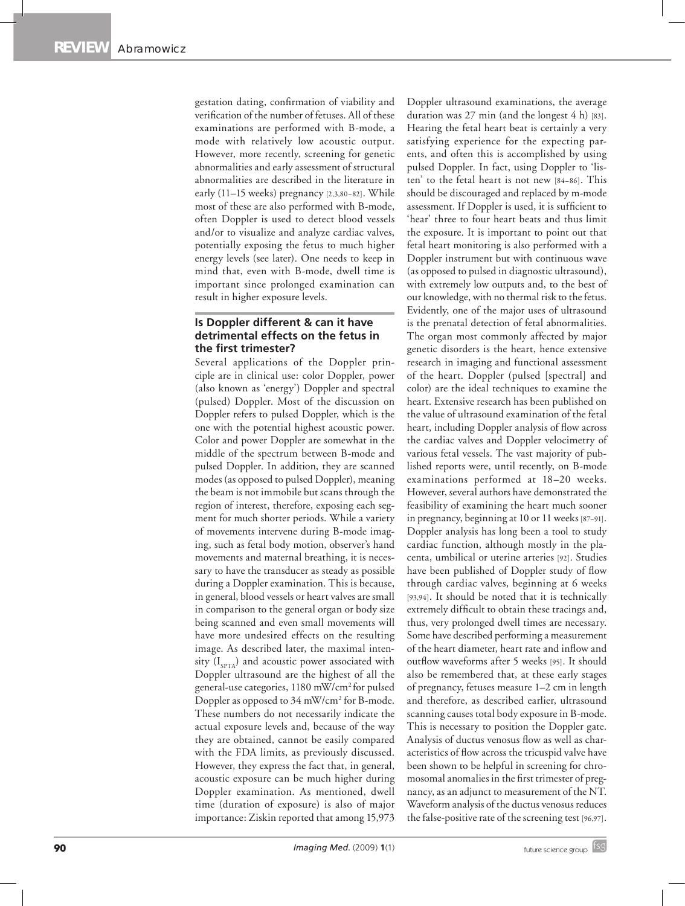gestation dating, confirmation of viability and verification of the number of fetuses. All of these examinations are performed with B-mode, a mode with relatively low acoustic output. However, more recently, screening for genetic abnormalities and early assessment of structural abnormalities are described in the literature in early (11–15 weeks) pregnancy [2,3,80–82]. While most of these are also performed with B-mode, often Doppler is used to detect blood vessels and/or to visualize and analyze cardiac valves, potentially exposing the fetus to much higher energy levels (see later). One needs to keep in mind that, even with B-mode, dwell time is important since prolonged examination can result in higher exposure levels.

### Is Doppler different & can it have detrimental effects on the fetus in the first trimester?

Several applications of the Doppler principle are in clinical use: color Doppler, power (also known as 'energy') Doppler and spectral (pulsed) Doppler. Most of the discussion on Doppler refers to pulsed Doppler, which is the one with the potential highest acoustic power. Color and power Doppler are somewhat in the middle of the spectrum between B-mode and pulsed Doppler. In addition, they are scanned modes (as opposed to pulsed Doppler), meaning the beam is not immobile but scans through the region of interest, therefore, exposing each segment for much shorter periods. While a variety of movements intervene during B-mode imaging, such as fetal body motion, observer's hand movements and maternal breathing, it is necessary to have the transducer as steady as possible during a Doppler examination. This is because, in general, blood vessels or heart valves are small in comparison to the general organ or body size being scanned and even small movements will have more undesired effects on the resulting image. As described later, the maximal intensity ($I_{SPTA}$) and acoustic power associated with Doppler ultrasound are the highest of all the general-use categories, 1180 mW/cm$^2$ for pulsed Doppler as opposed to 34 mW/cm$^2$ for B-mode. These numbers do not necessarily indicate the actual exposure levels and, because of the way they are obtained, cannot be easily compared with the FDA limits, as previously discussed. However, they express the fact that, in general, acoustic exposure can be much higher during Doppler examination. As mentioned, dwell time (duration of exposure) is also of major importance: Ziskin reported that among 15,973 Doppler ultrasound examinations, the average duration was 27 min (and the longest 4 h) [83]. Hearing the fetal heart beat is certainly a very satisfying experience for the expecting parents, and often this is accomplished by using pulsed Doppler. In fact, using Doppler to 'listen' to the fetal heart is not new [84–86]. This should be discouraged and replaced by m-mode assessment. If Doppler is used, it is sufficient to 'hear' three to four heart beats and thus limit the exposure. It is important to point out that fetal heart monitoring is also performed with a Doppler instrument but with continuous wave (as opposed to pulsed in diagnostic ultrasound), with extremely low outputs and, to the best of our knowledge, with no thermal risk to the fetus. Evidently, one of the major uses of ultrasound is the prenatal detection of fetal abnormalities. The organ most commonly affected by major genetic disorders is the heart, hence extensive research in imaging and functional assessment of the heart. Doppler (pulsed [spectral] and color) are the ideal techniques to examine the heart. Extensive research has been published on the value of ultrasound examination of the fetal heart, including Doppler analysis of flow across the cardiac valves and Doppler velocimetry of various fetal vessels. The vast majority of published reports were, until recently, on B-mode examinations performed at 18–20 weeks. However, several authors have demonstrated the feasibility of examining the heart much sooner in pregnancy, beginning at 10 or 11 weeks [87–91]. Doppler analysis has long been a tool to study cardiac function, although mostly in the placenta, umbilical or uterine arteries [92]. Studies have been published of Doppler study of flow through cardiac valves, beginning at 6 weeks [93,94]. It should be noted that it is technically extremely difficult to obtain these tracings and, thus, very prolonged dwell times are necessary. Some have described performing a measurement of the heart diameter, heart rate and inflow and outflow waveforms after 5 weeks [95]. It should also be remembered that, at these early stages of pregnancy, fetuses measure 1–2 cm in length and therefore, as described earlier, ultrasound scanning causes total body exposure in B-mode. This is necessary to position the Doppler gate. Analysis of ductus venosus flow as well as characteristics of flow across the tricuspid valve have been shown to be helpful in screening for chromosomal anomalies in the first trimester of pregnancy, as an adjunct to measurement of the NT. Waveform analysis of the ductus venosus reduces the false-positive rate of the screening test [96,97].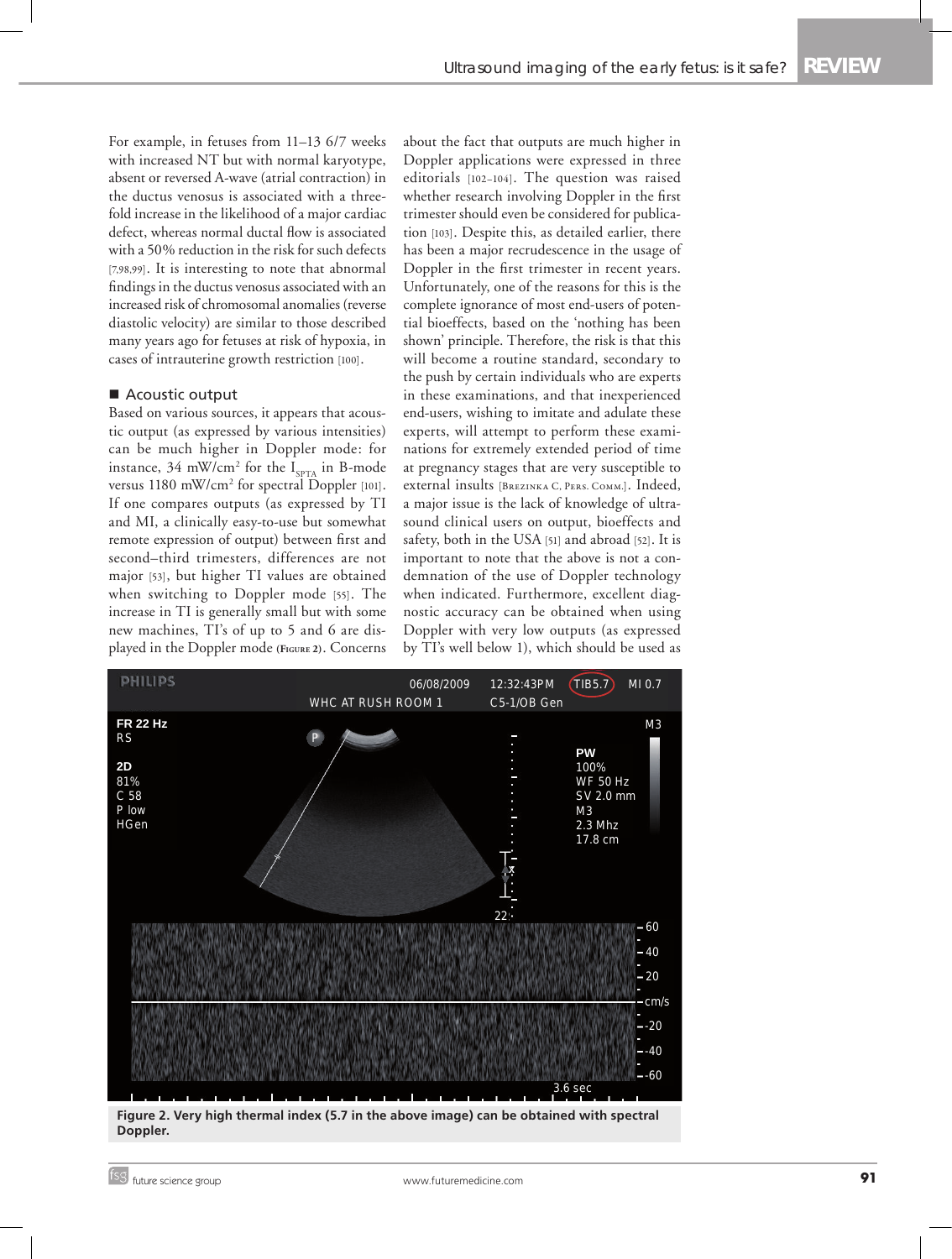For example, in fetuses from 11–13 6/7 weeks with increased NT but with normal karyotype, absent or reversed A-wave (atrial contraction) in the ductus venosus is associated with a three-fold increase in the likelihood of a major cardiac defect, whereas normal ductal flow is associated with a 50% reduction in the risk for such defects [7,98,99]. It is interesting to note that abnormal findings in the ductus venosus associated with an increased risk of chromosomal anomalies (reverse diastolic velocity) are similar to those described many years ago for fetuses at risk of hypoxia, in cases of intrauterine growth restriction [100].

## Acoustic output

Based on various sources, it appears that acoustic output (as expressed by various intensities) can be much higher in Doppler mode: for instance, 34 mW/cm$^2$ for the $I_{SPTA}$ in B-mode versus 1180 mW/cm$^2$ for spectral Doppler [101]. If one compares outputs (as expressed by TI and MI, a clinically easy-to-use but somewhat remote expression of output) between first and second–third trimesters, differences are not major [53], but higher TI values are obtained when switching to Doppler mode [55]. The increase in TI is generally small but with some new machines, TI's of up to 5 and 6 are displayed in the Doppler mode (Figure 2). Concerns about the fact that outputs are much higher in Doppler applications were expressed in three editorials [102–104]. The question was raised whether research involving Doppler in the first trimester should even be considered for publication [103]. Despite this, as detailed earlier, there has been a major recrudescence in the usage of Doppler in the first trimester in recent years. Unfortunately, one of the reasons for this is the complete ignorance of most end-users of potential bioeffects, based on the 'nothing has been shown' principle. Therefore, the risk is that this will become a routine standard, secondary to the push by certain individuals who are experts in these examinations, and that inexperienced end-users, wishing to imitate and adulate these experts, will attempt to perform these examinations for extremely extended period of time at pregnancy stages that are very susceptible to external insults [Brezinka C, Pers. Comm.]. Indeed, a major issue is the lack of knowledge of ultrasound clinical users on output, bioeffects and safety, both in the USA [51] and abroad [52]. It is important to note that the above is not a condemnation of the use of Doppler technology when indicated. Furthermore, excellent diagnostic accuracy can be obtained when using Doppler with very low outputs (as expressed by TI's well below 1), which should be used as

**Figure 2. Very high thermal index (5.7 in the above image) can be obtained with spectral Doppler.**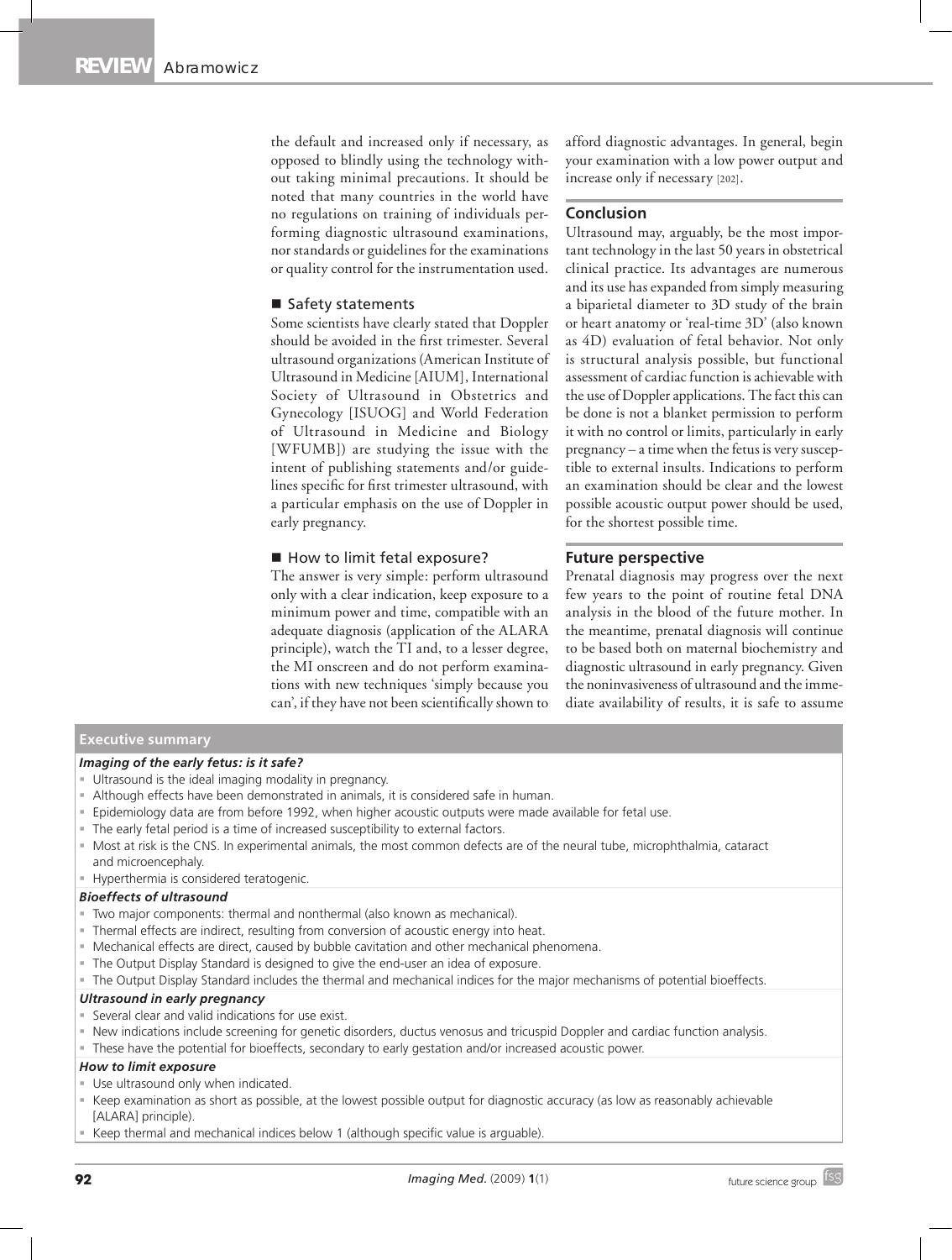the default and increased only if necessary, as opposed to blindly using the technology without taking minimal precautions. It should be noted that many countries in the world have no regulations on training of individuals performing diagnostic ultrasound examinations, nor standards or guidelines for the examinations or quality control for the instrumentation used.

### Safety statements

Some scientists have clearly stated that Doppler should be avoided in the first trimester. Several ultrasound organizations (American Institute of Ultrasound in Medicine [AIUM], International Society of Ultrasound in Obstetrics and Gynecology [ISUOG] and World Federation of Ultrasound in Medicine and Biology [WFUMB]) are studying the issue with the intent of publishing statements and/or guidelines specific for first trimester ultrasound, with a particular emphasis on the use of Doppler in early pregnancy.

### How to limit fetal exposure?

The answer is very simple: perform ultrasound only with a clear indication, keep exposure to a minimum power and time, compatible with an adequate diagnosis (application of the ALARA principle), watch the TI and, to a lesser degree, the MI onscreen and do not perform examinations with new techniques 'simply because you can', if they have not been scientifically shown to afford diagnostic advantages. In general, begin your examination with a low power output and increase only if necessary [202].

## Conclusion

Ultrasound may, arguably, be the most important technology in the last 50 years in obstetrical clinical practice. Its advantages are numerous and its use has expanded from simply measuring a biparietal diameter to 3D study of the brain or heart anatomy or 'real-time 3D' (also known as 4D) evaluation of fetal behavior. Not only is structural analysis possible, but functional assessment of cardiac function is achievable with the use of Doppler applications. The fact this can be done is not a blanket permission to perform it with no control or limits, particularly in early pregnancy – a time when the fetus is very susceptible to external insults. Indications to perform an examination should be clear and the lowest possible acoustic output power should be used, for the shortest possible time.

## Future perspective

Prenatal diagnosis may progress over the next few years to the point of routine fetal DNA analysis in the blood of the future mother. In the meantime, prenatal diagnosis will continue to be based both on maternal biochemistry and diagnostic ultrasound in early pregnancy. Given the noninvasiveness of ultrasound and the immediate availability of results, it is safe to assume

## Executive summary

***Imaging of the early fetus: is it safe?***

- Ultrasound is the ideal imaging modality in pregnancy.
- Although effects have been demonstrated in animals, it is considered safe in human.
- Epidemiology data are from before 1992, when higher acoustic outputs were made available for fetal use.
- The early fetal period is a time of increased susceptibility to external factors.
- Most at risk is the CNS. In experimental animals, the most common defects are of the neural tube, microphthalmia, cataract and microencephaly.
- Hyperthermia is considered teratogenic.

***Bioeffects of ultrasound***

- Two major components: thermal and nonthermal (also known as mechanical).
- Thermal effects are indirect, resulting from conversion of acoustic energy into heat.
- Mechanical effects are direct, caused by bubble cavitation and other mechanical phenomena.
- The Output Display Standard is designed to give the end-user an idea of exposure.
- The Output Display Standard includes the thermal and mechanical indices for the major mechanisms of potential bioeffects.

***Ultrasound in early pregnancy***

- Several clear and valid indications for use exist.
- New indications include screening for genetic disorders, ductus venosus and tricuspid Doppler and cardiac function analysis.
- These have the potential for bioeffects, secondary to early gestation and/or increased acoustic power.

***How to limit exposure***

- Use ultrasound only when indicated.
- Keep examination as short as possible, at the lowest possible output for diagnostic accuracy (as low as reasonably achievable [ALARA] principle).
- Keep thermal and mechanical indices below 1 (although specific value is arguable).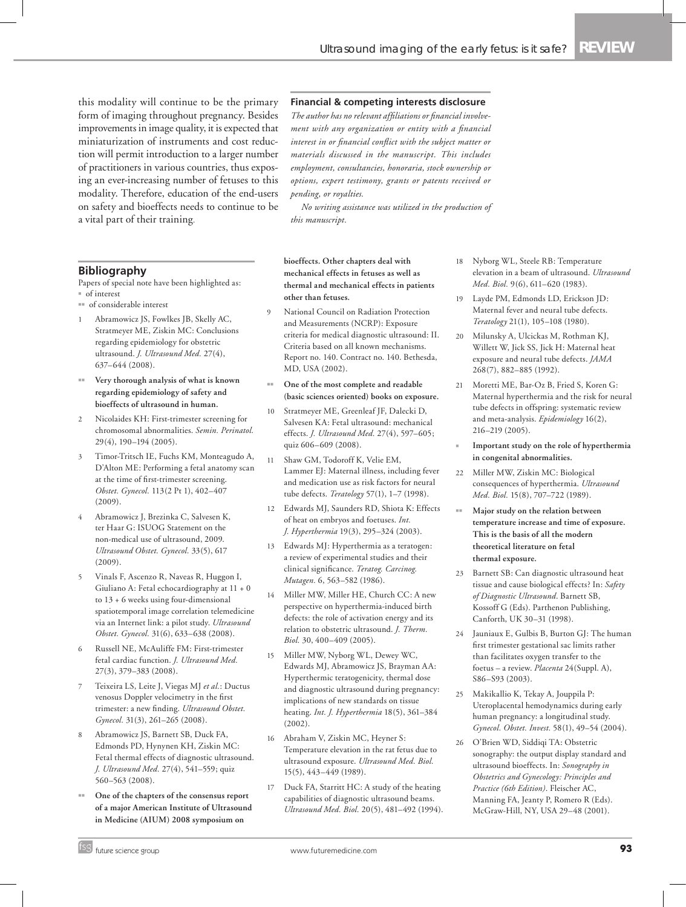this modality will continue to be the primary form of imaging throughout pregnancy. Besides improvements in image quality, it is expected that miniaturization of instruments and cost reduction will permit introduction to a larger number of practitioners in various countries, thus exposing an ever-increasing number of fetuses to this modality. Therefore, education of the end-users on safety and bioeffects needs to continue to be a vital part of their training.

#### Financial & competing interests disclosure

*The author has no relevant affiliations or financial involvement with any organization or entity with a financial interest in or financial conflict with the subject matter or materials discussed in the manuscript. This includes employment, consultancies, honoraria, stock ownership or options, expert testimony, grants or patents received or pending, or royalties.*

*No writing assistance was utilized in the production of this manuscript.*

## Bibliography

Papers of special note have been highlighted as:
- ▪ of interest
- ▪▪ of considerable interest

1. Abramowicz JS, Fowlkes JB, Skelly AC, Stratmeyer ME, Ziskin MC: Conclusions regarding epidemiology for obstetric ultrasound. *J. Ultrasound Med.* 27(4), 637–644 (2008).
   - ▪▪ **Very thorough analysis of what is known regarding epidemiology of safety and bioeffects of ultrasound in human.**
2. Nicolaides KH: First-trimester screening for chromosomal abnormalities. *Semin. Perinatol.* 29(4), 190–194 (2005).
3. Timor-Tritsch IE, Fuchs KM, Monteagudo A, D'Alton ME: Performing a fetal anatomy scan at the time of first-trimester screening. *Obstet. Gynecol.* 113(2 Pt 1), 402–407 (2009).
4. Abramowicz J, Brezinka C, Salvesen K, ter Haar G: ISUOG Statement on the non-medical use of ultrasound, 2009. *Ultrasound Obstet. Gynecol.* 33(5), 617 (2009).
5. Vinals F, Ascenzo R, Naveas R, Huggon I, Giuliano A: Fetal echocardiography at 11 + 0 to 13 + 6 weeks using four-dimensional spatiotemporal image correlation telemedicine via an Internet link: a pilot study. *Ultrasound Obstet. Gynecol.* 31(6), 633–638 (2008).
6. Russell NE, McAuliffe FM: First-trimester fetal cardiac function. *J. Ultrasound Med.* 27(3), 379–383 (2008).
7. Teixeira LS, Leite J, Viegas MJ *et al.*: Ductus venosus Doppler velocimetry in the first trimester: a new finding. *Ultrasound Obstet. Gynecol.* 31(3), 261–265 (2008).
8. Abramowicz JS, Barnett SB, Duck FA, Edmonds PD, Hynynen KH, Ziskin MC: Fetal thermal effects of diagnostic ultrasound. *J. Ultrasound Med.* 27(4), 541–559; quiz 560–563 (2008).
   - ▪▪ **One of the chapters of the consensus report of a major American Institute of Ultrasound in Medicine (AIUM) 2008 symposium on bioeffects. Other chapters deal with mechanical effects in fetuses as well as thermal and mechanical effects in patients other than fetuses.**
9. National Council on Radiation Protection and Measurements (NCRP): Exposure criteria for medical diagnostic ultrasound: II. Criteria based on all known mechanisms. Report no. 140. Contract no. 140. Bethesda, MD, USA (2002).
   - ▪▪ **One of the most complete and readable (basic sciences oriented) books on exposure.**
10. Stratmeyer ME, Greenleaf JF, Dalecki D, Salvesen KA: Fetal ultrasound: mechanical effects. *J. Ultrasound Med.* 27(4), 597–605; quiz 606–609 (2008).
11. Shaw GM, Todoroff K, Velie EM, Lammer EJ: Maternal illness, including fever and medication use as risk factors for neural tube defects. *Teratology* 57(1), 1–7 (1998).
12. Edwards MJ, Saunders RD, Shiota K: Effects of heat on embryos and foetuses. *Int. J. Hyperthermia* 19(3), 295–324 (2003).
13. Edwards MJ: Hyperthermia as a teratogen: a review of experimental studies and their clinical significance. *Teratog. Carcinog. Mutagen.* 6, 563–582 (1986).
14. Miller MW, Miller HE, Church CC: A new perspective on hyperthermia-induced birth defects: the role of activation energy and its relation to obstetric ultrasound. *J. Therm. Biol.* 30, 400–409 (2005).
15. Miller MW, Nyborg WL, Dewey WC, Edwards MJ, Abramowicz JS, Brayman AA: Hyperthermic teratogenicity, thermal dose and diagnostic ultrasound during pregnancy: implications of new standards on tissue heating. *Int. J. Hyperthermia* 18(5), 361–384 (2002).
16. Abraham V, Ziskin MC, Heyner S: Temperature elevation in the rat fetus due to ultrasound exposure. *Ultrasound Med. Biol.* 15(5), 443–449 (1989).
17. Duck FA, Starritt HC: A study of the heating capabilities of diagnostic ultrasound beams. *Ultrasound Med. Biol.* 20(5), 481–492 (1994).
18. Nyborg WL, Steele RB: Temperature elevation in a beam of ultrasound. *Ultrasound Med. Biol.* 9(6), 611–620 (1983).
19. Layde PM, Edmonds LD, Erickson JD: Maternal fever and neural tube defects. *Teratology* 21(1), 105–108 (1980).
20. Milunsky A, Ulcickas M, Rothman KJ, Willett W, Jick SS, Jick H: Maternal heat exposure and neural tube defects. *JAMA* 268(7), 882–885 (1992).
21. Moretti ME, Bar-Oz B, Fried S, Koren G: Maternal hyperthermia and the risk for neural tube defects in offspring: systematic review and meta-analysis. *Epidemiology* 16(2), 216–219 (2005).
   - ▪ **Important study on the role of hyperthermia in congenital abnormalities.**
22. Miller MW, Ziskin MC: Biological consequences of hyperthermia. *Ultrasound Med. Biol.* 15(8), 707–722 (1989).
   - ▪▪ **Major study on the relation between temperature increase and time of exposure. This is the basis of all the modern theoretical literature on fetal thermal exposure.**
23. Barnett SB: Can diagnostic ultrasound heat tissue and cause biological effects? In: *Safety of Diagnostic Ultrasound*. Barnett SB, Kossoff G (Eds). Parthenon Publishing, Canforth, UK 30–31 (1998).
24. Jauniaux E, Gulbis B, Burton GJ: The human first trimester gestational sac limits rather than facilitates oxygen transfer to the foetus – a review. *Placenta* 24(Suppl. A), S86–S93 (2003).
25. Makikallio K, Tekay A, Jouppila P: Uteroplacental hemodynamics during early human pregnancy: a longitudinal study. *Gynecol. Obstet. Invest.* 58(1), 49–54 (2004).
26. O'Brien WD, Siddiqi TA: Obstetric sonography: the output display standard and ultrasound bioeffects. In: *Sonography in Obstetrics and Gynecology: Principles and Practice (6th Edition)*. Fleischer AC, Manning FA, Jeanty P, Romero R (Eds). McGraw-Hill, NY, USA 29–48 (2001).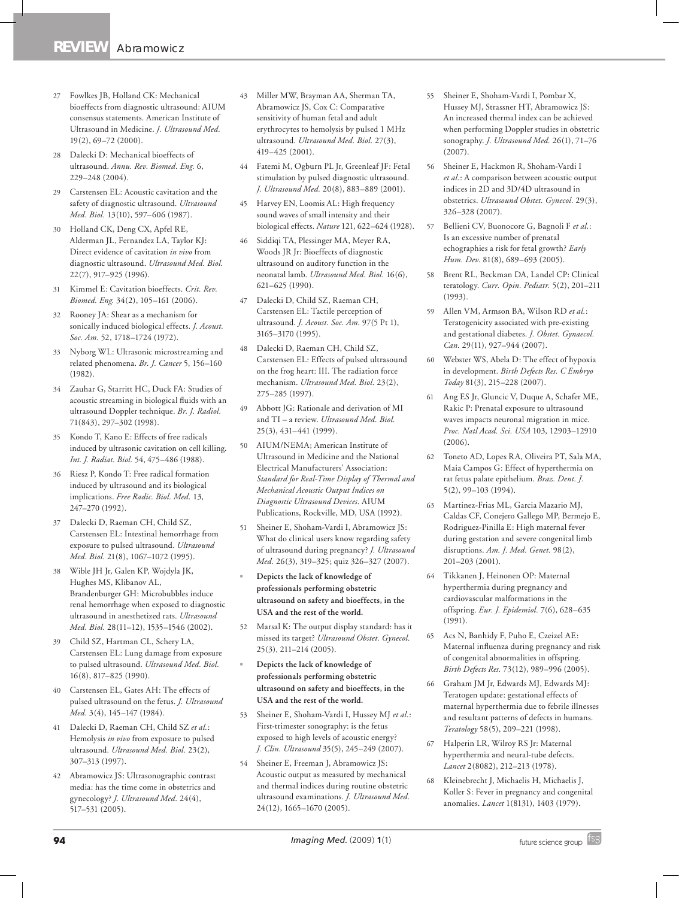27 Fowlkes JB, Holland CK: Mechanical bioeffects from diagnostic ultrasound: AIUM consensus statements. American Institute of Ultrasound in Medicine. *J. Ultrasound Med.* 19(2), 69–72 (2000).

28 Dalecki D: Mechanical bioeffects of ultrasound. *Annu. Rev. Biomed. Eng.* 6, 229–248 (2004).

29 Carstensen EL: Acoustic cavitation and the safety of diagnostic ultrasound. *Ultrasound Med. Biol.* 13(10), 597–606 (1987).

30 Holland CK, Deng CX, Apfel RE, Alderman JL, Fernandez LA, Taylor KJ: Direct evidence of cavitation *in vivo* from diagnostic ultrasound. *Ultrasound Med. Biol.* 22(7), 917–925 (1996).

31 Kimmel E: Cavitation bioeffects. *Crit. Rev. Biomed. Eng.* 34(2), 105–161 (2006).

32 Rooney JA: Shear as a mechanism for sonically induced biological effects. *J. Acoust. Soc. Am.* 52, 1718–1724 (1972).

33 Nyborg WL: Ultrasonic microstreaming and related phenomena. *Br. J. Cancer* 5, 156–160 (1982).

34 Zauhar G, Starritt HC, Duck FA: Studies of acoustic streaming in biological fluids with an ultrasound Doppler technique. *Br. J. Radiol.* 71(843), 297–302 (1998).

35 Kondo T, Kano E: Effects of free radicals induced by ultrasonic cavitation on cell killing. *Int. J. Radiat. Biol.* 54, 475–486 (1988).

36 Riesz P, Kondo T: Free radical formation induced by ultrasound and its biological implications. *Free Radic. Biol. Med.* 13, 247–270 (1992).

37 Dalecki D, Raeman CH, Child SZ, Carstensen EL: Intestinal hemorrhage from exposure to pulsed ultrasound. *Ultrasound Med. Biol.* 21(8), 1067–1072 (1995).

38 Wible JH Jr, Galen KP, Wojdyla JK, Hughes MS, Klibanov AL, Brandenburger GH: Microbubbles induce renal hemorrhage when exposed to diagnostic ultrasound in anesthetized rats. *Ultrasound Med. Biol.* 28(11–12), 1535–1546 (2002).

39 Child SZ, Hartman CL, Schery LA, Carstensen EL: Lung damage from exposure to pulsed ultrasound. *Ultrasound Med. Biol.* 16(8), 817–825 (1990).

40 Carstensen EL, Gates AH: The effects of pulsed ultrasound on the fetus. *J. Ultrasound Med.* 3(4), 145–147 (1984).

41 Dalecki D, Raeman CH, Child SZ *et al.*: Hemolysis *in vivo* from exposure to pulsed ultrasound. *Ultrasound Med. Biol.* 23(2), 307–313 (1997).

42 Abramowicz JS: Ultrasonographic contrast media: has the time come in obstetrics and gynecology? *J. Ultrasound Med.* 24(4), 517–531 (2005).

43 Miller MW, Brayman AA, Sherman TA, Abramowicz JS, Cox C: Comparative sensitivity of human fetal and adult erythrocytes to hemolysis by pulsed 1 MHz ultrasound. *Ultrasound Med. Biol.* 27(3), 419–425 (2001).

44 Fatemi M, Ogburn PL Jr, Greenleaf JF: Fetal stimulation by pulsed diagnostic ultrasound. *J. Ultrasound Med.* 20(8), 883–889 (2001).

45 Harvey EN, Loomis AL: High frequency sound waves of small intensity and their biological effects. *Nature* 121, 622–624 (1928).

46 Siddiqi TA, Plessinger MA, Meyer RA, Woods JR Jr: Bioeffects of diagnostic ultrasound on auditory function in the neonatal lamb. *Ultrasound Med. Biol.* 16(6), 621–625 (1990).

47 Dalecki D, Child SZ, Raeman CH, Carstensen EL: Tactile perception of ultrasound. *J. Acoust. Soc. Am.* 97(5 Pt 1), 3165–3170 (1995).

48 Dalecki D, Raeman CH, Child SZ, Carstensen EL: Effects of pulsed ultrasound on the frog heart: III. The radiation force mechanism. *Ultrasound Med. Biol.* 23(2), 275–285 (1997).

49 Abbott JG: Rationale and derivation of MI and TI – a review. *Ultrasound Med. Biol.* 25(3), 431–441 (1999).

50 AIUM/NEMA; American Institute of Ultrasound in Medicine and the National Electrical Manufacturers' Association: *Standard for Real-Time Display of Thermal and Mechanical Acoustic Output Indices on Diagnostic Ultrasound Devices*. AIUM Publications, Rockville, MD, USA (1992).

51 Sheiner E, Shoham-Vardi I, Abramowicz JS: What do clinical users know regarding safety of ultrasound during pregnancy? *J. Ultrasound Med.* 26(3), 319–325; quiz 326–327 (2007).

- **Depicts the lack of knowledge of professionals performing obstetric ultrasound on safety and bioeffects, in the USA and the rest of the world.**

52 Marsal K: The output display standard: has it missed its target? *Ultrasound Obstet. Gynecol.* 25(3), 211–214 (2005).

- **Depicts the lack of knowledge of professionals performing obstetric ultrasound on safety and bioeffects, in the USA and the rest of the world.**

53 Sheiner E, Shoham-Vardi I, Hussey MJ *et al.*: First-trimester sonography: is the fetus exposed to high levels of acoustic energy? *J. Clin. Ultrasound* 35(5), 245–249 (2007).

54 Sheiner E, Freeman J, Abramowicz JS: Acoustic output as measured by mechanical and thermal indices during routine obstetric ultrasound examinations. *J. Ultrasound Med.* 24(12), 1665–1670 (2005).

55 Sheiner E, Shoham-Vardi I, Pombar X, Hussey MJ, Strassner HT, Abramowicz JS: An increased thermal index can be achieved when performing Doppler studies in obstetric sonography. *J. Ultrasound Med.* 26(1), 71–76 (2007).

56 Sheiner E, Hackmon R, Shoham-Vardi I *et al.*: A comparison between acoustic output indices in 2D and 3D/4D ultrasound in obstetrics. *Ultrasound Obstet. Gynecol.* 29(3), 326–328 (2007).

57 Bellieni CV, Buonocore G, Bagnoli F *et al.*: Is an excessive number of prenatal echographies a risk for fetal growth? *Early Hum. Dev.* 81(8), 689–693 (2005).

58 Brent RL, Beckman DA, Landel CP: Clinical teratology. *Curr. Opin. Pediatr.* 5(2), 201–211 (1993).

59 Allen VM, Armson BA, Wilson RD *et al.*: Teratogenicity associated with pre-existing and gestational diabetes. *J. Obstet. Gynaecol. Can.* 29(11), 927–944 (2007).

60 Webster WS, Abela D: The effect of hypoxia in development. *Birth Defects Res. C Embryo Today* 81(3), 215–228 (2007).

61 Ang ES Jr, Gluncic V, Duque A, Schafer ME, Rakic P: Prenatal exposure to ultrasound waves impacts neuronal migration in mice. *Proc. Natl Acad. Sci. USA* 103, 12903–12910 (2006).

62 Toneto AD, Lopes RA, Oliveira PT, Sala MA, Maia Campos G: Effect of hyperthermia on rat fetus palate epithelium. *Braz. Dent. J.* 5(2), 99–103 (1994).

63 Martinez-Frias ML, Garcia Mazario MJ, Caldas CF, Conejero Gallego MP, Bermejo E, Rodriguez-Pinilla E: High maternal fever during gestation and severe congenital limb disruptions. *Am. J. Med. Genet.* 98(2), 201–203 (2001).

64 Tikkanen J, Heinonen OP: Maternal hyperthermia during pregnancy and cardiovascular malformations in the offspring. *Eur. J. Epidemiol.* 7(6), 628–635 (1991).

65 Acs N, Banhidy F, Puho E, Czeizel AE: Maternal influenza during pregnancy and risk of congenital abnormalities in offspring. *Birth Defects Res.* 73(12), 989–996 (2005).

66 Graham JM Jr, Edwards MJ, Edwards MJ: Teratogen update: gestational effects of maternal hyperthermia due to febrile illnesses and resultant patterns of defects in humans. *Teratology* 58(5), 209–221 (1998).

67 Halperin LR, Wilroy RS Jr: Maternal hyperthermia and neural-tube defects. *Lancet* 2(8082), 212–213 (1978).

68 Kleinebrecht J, Michaelis H, Michaelis J, Koller S: Fever in pregnancy and congenital anomalies. *Lancet* 1(8131), 1403 (1979).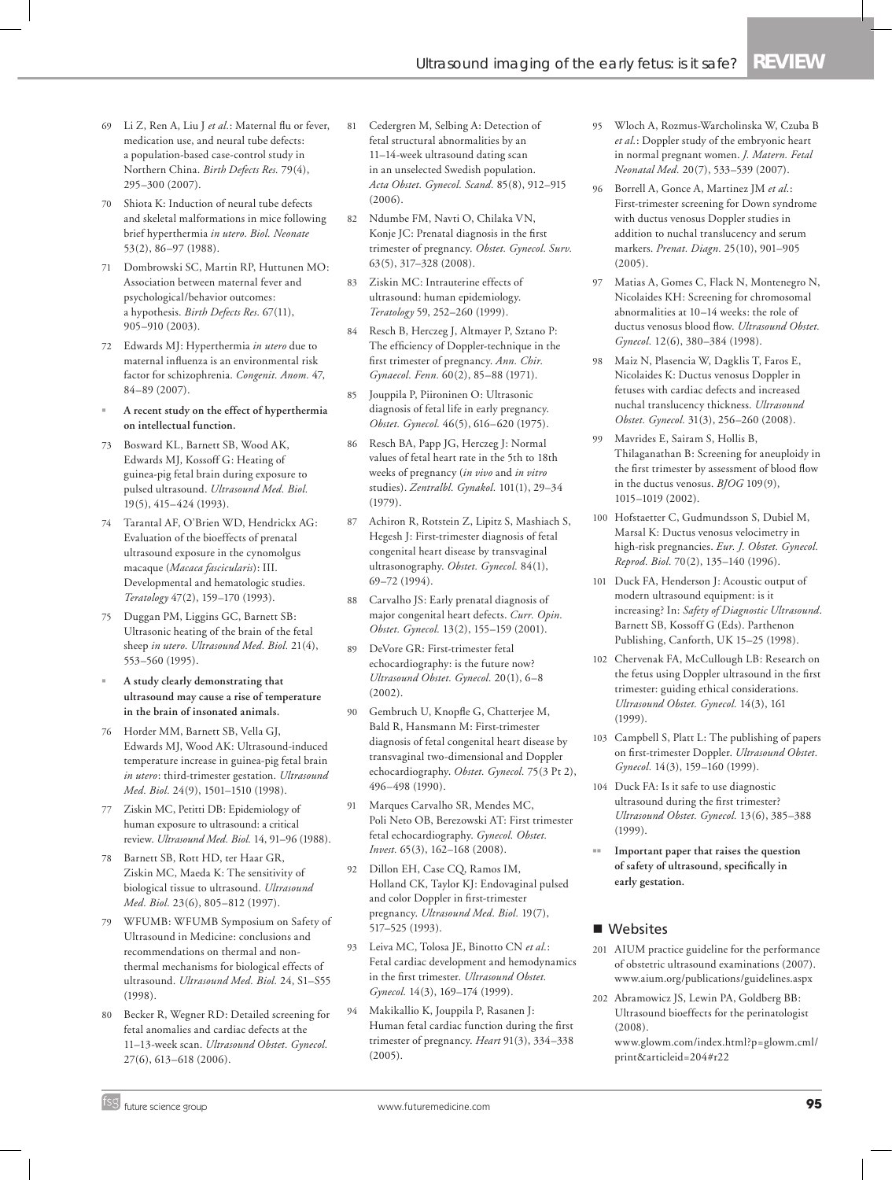69 Li Z, Ren A, Liu J *et al.*: Maternal flu or fever, medication use, and neural tube defects: a population-based case-control study in Northern China. *Birth Defects Res.* 79(4), 295–300 (2007).

70 Shiota K: Induction of neural tube defects and skeletal malformations in mice following brief hyperthermia *in utero*. *Biol. Neonate* 53(2), 86–97 (1988).

71 Dombrowski SC, Martin RP, Huttunen MO: Association between maternal fever and psychological/behavior outcomes: a hypothesis. *Birth Defects Res.* 67(11), 905–910 (2003).

72 Edwards MJ: Hyperthermia *in utero* due to maternal influenza is an environmental risk factor for schizophrenia. *Congenit. Anom.* 47, 84–89 (2007).

- **A recent study on the effect of hyperthermia on intellectual function.**

73 Bosward KL, Barnett SB, Wood AK, Edwards MJ, Kossoff G: Heating of guinea-pig fetal brain during exposure to pulsed ultrasound. *Ultrasound Med. Biol.* 19(5), 415–424 (1993).

74 Tarantal AF, O'Brien WD, Hendrickx AG: Evaluation of the bioeffects of prenatal ultrasound exposure in the cynomolgus macaque (*Macaca fascicularis*): III. Developmental and hematologic studies. *Teratology* 47(2), 159–170 (1993).

75 Duggan PM, Liggins GC, Barnett SB: Ultrasonic heating of the brain of the fetal sheep *in utero*. *Ultrasound Med. Biol.* 21(4), 553–560 (1995).

- **A study clearly demonstrating that ultrasound may cause a rise of temperature in the brain of insonated animals.**

76 Horder MM, Barnett SB, Vella GJ, Edwards MJ, Wood AK: Ultrasound-induced temperature increase in guinea-pig fetal brain *in utero*: third-trimester gestation. *Ultrasound Med. Biol.* 24(9), 1501–1510 (1998).

77 Ziskin MC, Petitti DB: Epidemiology of human exposure to ultrasound: a critical review. *Ultrasound Med. Biol.* 14, 91–96 (1988).

78 Barnett SB, Rott HD, ter Haar GR, Ziskin MC, Maeda K: The sensitivity of biological tissue to ultrasound. *Ultrasound Med. Biol.* 23(6), 805–812 (1997).

79 WFUMB: WFUMB Symposium on Safety of Ultrasound in Medicine: conclusions and recommendations on thermal and non-thermal mechanisms for biological effects of ultrasound. *Ultrasound Med. Biol.* 24, S1–S55 (1998).

80 Becker R, Wegner RD: Detailed screening for fetal anomalies and cardiac defects at the 11–13-week scan. *Ultrasound Obstet. Gynecol.* 27(6), 613–618 (2006).

81 Cedergren M, Selbing A: Detection of fetal structural abnormalities by an 11–14-week ultrasound dating scan in an unselected Swedish population. *Acta Obstet. Gynecol. Scand.* 85(8), 912–915 (2006).

82 Ndumbe FM, Navti O, Chilaka VN, Konje JC: Prenatal diagnosis in the first trimester of pregnancy. *Obstet. Gynecol. Surv.* 63(5), 317–328 (2008).

83 Ziskin MC: Intrauterine effects of ultrasound: human epidemiology. *Teratology* 59, 252–260 (1999).

84 Resch B, Herczeg J, Altmayer P, Sztano P: The efficiency of Doppler-technique in the first trimester of pregnancy. *Ann. Chir. Gynaecol. Fenn.* 60(2), 85–88 (1971).

85 Jouppila P, Piironinen O: Ultrasonic diagnosis of fetal life in early pregnancy. *Obstet. Gynecol.* 46(5), 616–620 (1975).

86 Resch BA, Papp JG, Herczeg J: Normal values of fetal heart rate in the 5th to 18th weeks of pregnancy (*in vivo* and *in vitro* studies). *Zentralbl. Gynakol.* 101(1), 29–34 (1979).

87 Achiron R, Rotstein Z, Lipitz S, Mashiach S, Hegesh J: First-trimester diagnosis of fetal congenital heart disease by transvaginal ultrasonography. *Obstet. Gynecol.* 84(1), 69–72 (1994).

88 Carvalho JS: Early prenatal diagnosis of major congenital heart defects. *Curr. Opin. Obstet. Gynecol.* 13(2), 155–159 (2001).

89 DeVore GR: First-trimester fetal echocardiography: is the future now? *Ultrasound Obstet. Gynecol.* 20(1), 6–8 (2002).

90 Gembruch U, Knopfle G, Chatterjee M, Bald R, Hansmann M: First-trimester diagnosis of fetal congenital heart disease by transvaginal two-dimensional and Doppler echocardiography. *Obstet. Gynecol.* 75(3 Pt 2), 496–498 (1990).

91 Marques Carvalho SR, Mendes MC, Poli Neto OB, Berezowski AT: First trimester fetal echocardiography. *Gynecol. Obstet. Invest.* 65(3), 162–168 (2008).

92 Dillon EH, Case CQ, Ramos IM, Holland CK, Taylor KJ: Endovaginal pulsed and color Doppler in first-trimester pregnancy. *Ultrasound Med. Biol.* 19(7), 517–525 (1993).

93 Leiva MC, Tolosa JE, Binotto CN *et al.*: Fetal cardiac development and hemodynamics in the first trimester. *Ultrasound Obstet. Gynecol.* 14(3), 169–174 (1999).

94 Makikallio K, Jouppila P, Rasanen J: Human fetal cardiac function during the first trimester of pregnancy. *Heart* 91(3), 334–338 (2005).

95 Wloch A, Rozmus-Warcholinska W, Czuba B *et al.*: Doppler study of the embryonic heart in normal pregnant women. *J. Matern. Fetal Neonatal Med.* 20(7), 533–539 (2007).

96 Borrell A, Gonce A, Martinez JM *et al.*: First-trimester screening for Down syndrome with ductus venosus Doppler studies in addition to nuchal translucency and serum markers. *Prenat. Diagn.* 25(10), 901–905 (2005).

97 Matias A, Gomes C, Flack N, Montenegro N, Nicolaides KH: Screening for chromosomal abnormalities at 10–14 weeks: the role of ductus venosus blood flow. *Ultrasound Obstet. Gynecol.* 12(6), 380–384 (1998).

98 Maiz N, Plasencia W, Dagklis T, Faros E, Nicolaides K: Ductus venosus Doppler in fetuses with cardiac defects and increased nuchal translucency thickness. *Ultrasound Obstet. Gynecol.* 31(3), 256–260 (2008).

99 Mavrides E, Sairam S, Hollis B, Thilaganathan B: Screening for aneuploidy in the first trimester by assessment of blood flow in the ductus venosus. *BJOG* 109(9), 1015–1019 (2002).

100 Hofstaetter C, Gudmundsson S, Dubiel M, Marsal K: Ductus venosus velocimetry in high-risk pregnancies. *Eur. J. Obstet. Gynecol. Reprod. Biol.* 70(2), 135–140 (1996).

101 Duck FA, Henderson J: Acoustic output of modern ultrasound equipment: is it increasing? In: *Safety of Diagnostic Ultrasound*. Barnett SB, Kossoff G (Eds). Parthenon Publishing, Canforth, UK 15–25 (1998).

102 Chervenak FA, McCullough LB: Research on the fetus using Doppler ultrasound in the first trimester: guiding ethical considerations. *Ultrasound Obstet. Gynecol.* 14(3), 161 (1999).

103 Campbell S, Platt L: The publishing of papers on first-trimester Doppler. *Ultrasound Obstet. Gynecol.* 14(3), 159–160 (1999).

104 Duck FA: Is it safe to use diagnostic ultrasound during the first trimester? *Ultrasound Obstet. Gynecol.* 13(6), 385–388 (1999).

- ** **Important paper that raises the question of safety of ultrasound, specifically in early gestation.**

## Websites

201 AIUM practice guideline for the performance of obstetric ultrasound examinations (2007). www.aium.org/publications/guidelines.aspx

202 Abramowicz JS, Lewin PA, Goldberg BB: Ultrasound bioeffects for the perinatologist (2008). www.glowm.com/index.html?p=glowm.cml/print&articleid=204#r22